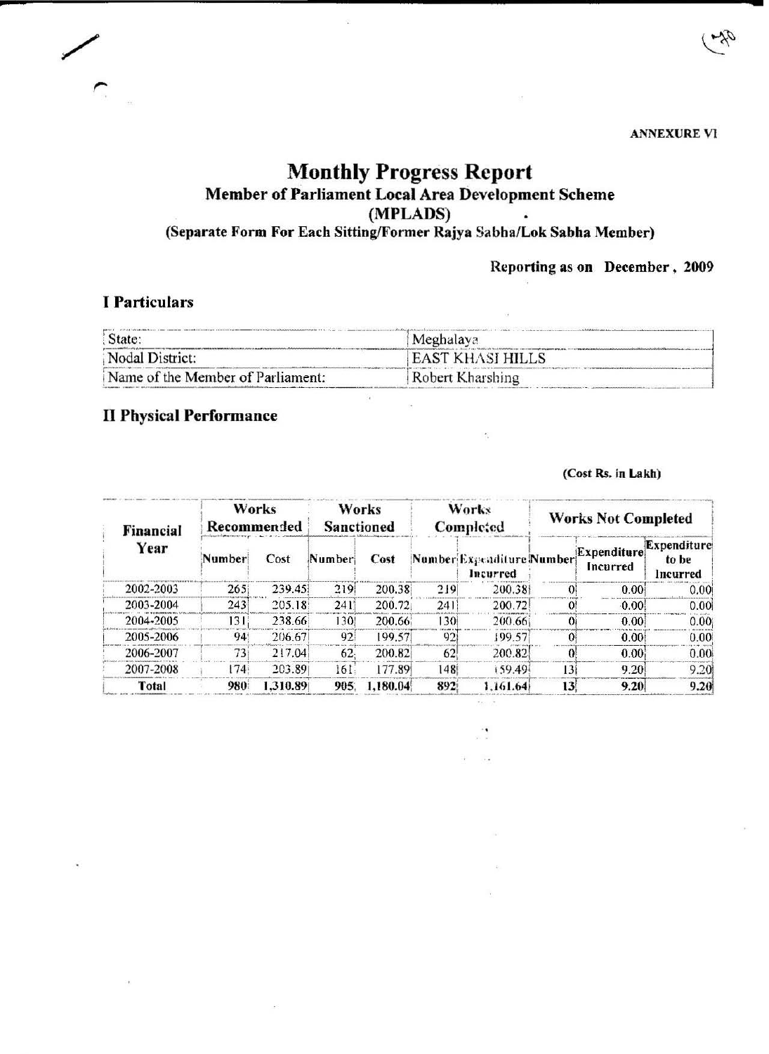ANNEXURE VI

# Monthly Progress Report

## Member of Parliament Local Area Development Scheme

## (MPLADS)

### (Separate Form For Each Sitting/Former Rajya Sabha/Lok Sabha Member)

**Reporting as on December, 2009**

## I Particulars

| | |
|---|---|
| State: | Meghalaya |
| Nodal District: | EAST KHASI HILLS |
| Name of the Member of Parliament: | Robert Kharshing |

## II Physical Performance

**(Cost Rs. in Lakh)**

| Financial Year | Works Recommended | | Works Sanctioned | | Works Completed | | Works Not Completed | | |
|---|---|---|---|---|---|---|---|---|---|
| | Number | Cost | Number | Cost | Number | Expenditure Incurred | Number | Expenditure Incurred | Expenditure to be Incurred |
| 2002-2003 | 265 | 239.45 | 219 | 200.38 | 219 | 200.38 | 0 | 0.00 | 0.00 |
| 2003-2004 | 243 | 205.18 | 241 | 200.72 | 241 | 200.72 | 0 | 0.00 | 0.00 |
| 2004-2005 | 131 | 238.66 | 130 | 200.66 | 130 | 200.66 | 0 | 0.00 | 0.00 |
| 2005-2006 | 94 | 206.67 | 92 | 199.57 | 92 | 199.57 | 0 | 0.00 | 0.00 |
| 2006-2007 | 73 | 217.04 | 62 | 200.82 | 62 | 200.82 | 0 | 0.00 | 0.00 |
| 2007-2008 | 174 | 203.89 | 161 | 177.89 | 148 | 159.49 | 13 | 9.20 | 9.20 |
| **Total** | **980** | **1,310.89** | **905** | **1,180.04** | **892** | **1,161.64** | **13** | **9.20** | **9.20** |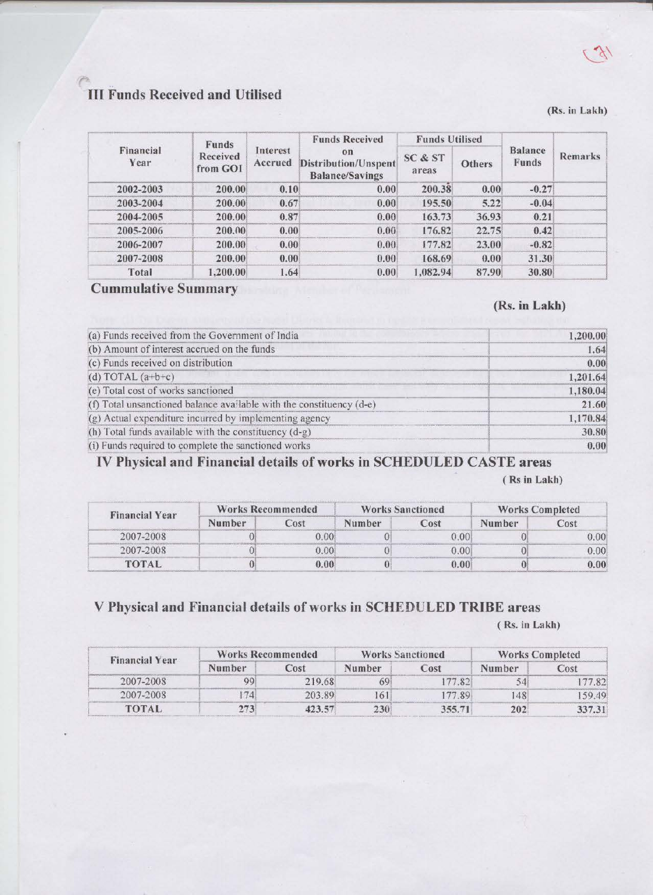## III Funds Received and Utilised

(Rs. in Lakh)

| Financial Year | Funds Received from GOI | Interest Accrued | Funds Received on Distribution/Unspent Balance/Savings | Funds Utilised | | Balance Funds | Remarks |
|---|---|---|---|---|---|---|---|
| | | | | SC & ST areas | Others | | |
| 2002-2003 | 200.00 | 0.10 | 0.00 | 200.38 | 0.00 | -0.27 | |
| 2003-2004 | 200.00 | 0.67 | 0.00 | 195.50 | 5.22 | -0.04 | |
| 2004-2005 | 200.00 | 0.87 | 0.00 | 163.73 | 36.93 | 0.21 | |
| 2005-2006 | 200.00 | 0.00 | 0.00 | 176.82 | 22.75 | 0.42 | |
| 2006-2007 | 200.00 | 0.00 | 0.00 | 177.82 | 23.00 | -0.82 | |
| 2007-2008 | 200.00 | 0.00 | 0.00 | 168.69 | 0.00 | 31.30 | |
| Total | 1,200.00 | 1.64 | 0.00 | 1,082.94 | 87.90 | 30.80 | |

## Cummulative Summary

(Rs. in Lakh)

| | |
|---|---|
| (a) Funds received from the Government of India | 1,200.00 |
| (b) Amount of interest accrued on the funds | 1.64 |
| (c) Funds received on distribution | 0.00 |
| (d) TOTAL (a+b+c) | 1,201.64 |
| (e) Total cost of works sanctioned | 1,180.04 |
| (f) Total unsanctioned balance available with the constituency (d-e) | 21.60 |
| (g) Actual expenditure incurred by implementing agency | 1,170.84 |
| (h) Total funds available with the constituency (d-g) | 30.80 |
| (i) Funds required to complete the sanctioned works | 0.00 |

## IV Physical and Financial details of works in SCHEDULED CASTE areas

(Rs in Lakh)

| Financial Year | Works Recommended | | Works Sanctioned | | Works Completed | |
|---|---|---|---|---|---|---|
| | Number | Cost | Number | Cost | Number | Cost |
| 2007-2008 | 0 | 0.00 | 0 | 0.00 | 0 | 0.00 |
| 2007-2008 | 0 | 0.00 | 0 | 0.00 | 0 | 0.00 |
| TOTAL | 0 | 0.00 | 0 | 0.00 | 0 | 0.00 |

## V Physical and Financial details of works in SCHEDULED TRIBE areas

(Rs. in Lakh)

| Financial Year | Works Recommended | | Works Sanctioned | | Works Completed | |
|---|---|---|---|---|---|---|
| | Number | Cost | Number | Cost | Number | Cost |
| 2007-2008 | 99 | 219.68 | 69 | 177.82 | 54 | 177.82 |
| 2007-2008 | 174 | 203.89 | 161 | 177.89 | 148 | 159.49 |
| TOTAL | 273 | 423.57 | 230 | 355.71 | 202 | 337.31 |